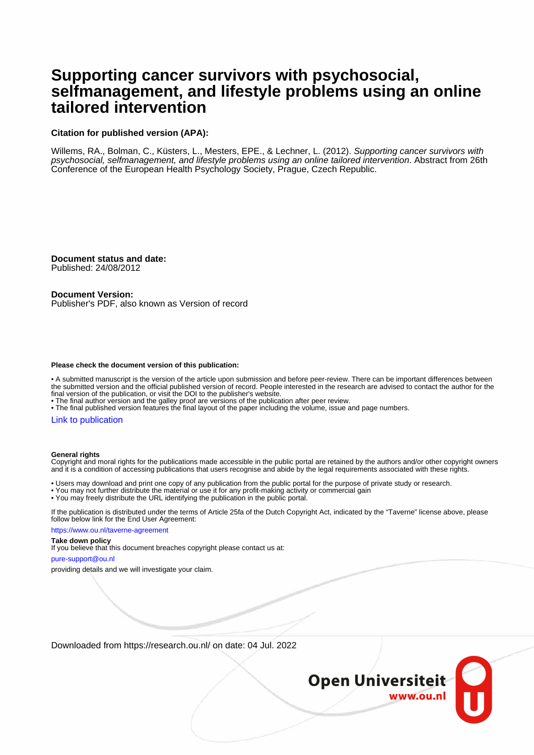# Supporting cancer survivors with psychosocial, selfmanagement, and lifestyle problems using an online tailored intervention

**Citation for published version (APA):**

Willems, RA., Bolman, C., Küsters, L., Mesters, EPE., & Lechner, L. (2012). *Supporting cancer survivors with psychosocial, selfmanagement, and lifestyle problems using an online tailored intervention*. Abstract from 26th Conference of the European Health Psychology Society, Prague, Czech Republic.

**Document status and date:**
Published: 24/08/2012

**Document Version:**
Publisher's PDF, also known as Version of record

**Please check the document version of this publication:**

- A submitted manuscript is the version of the article upon submission and before peer-review. There can be important differences between the submitted version and the official published version of record. People interested in the research are advised to contact the author for the final version of the publication, or visit the DOI to the publisher's website.
- The final author version and the galley proof are versions of the publication after peer review.
- The final published version features the final layout of the paper including the volume, issue and page numbers.

Link to publication

**General rights**
Copyright and moral rights for the publications made accessible in the public portal are retained by the authors and/or other copyright owners and it is a condition of accessing publications that users recognise and abide by the legal requirements associated with these rights.

- Users may download and print one copy of any publication from the public portal for the purpose of private study or research.
- You may not further distribute the material or use it for any profit-making activity or commercial gain
- You may freely distribute the URL identifying the publication in the public portal.

If the publication is distributed under the terms of Article 25fa of the Dutch Copyright Act, indicated by the "Taverne" license above, please follow below link for the End User Agreement:

https://www.ou.nl/taverne-agreement

**Take down policy**
If you believe that this document breaches copyright please contact us at:

pure-support@ou.nl

providing details and we will investigate your claim.

Downloaded from https://research.ou.nl/ on date: 04 Jul. 2022

Open Universiteit
www.ou.nl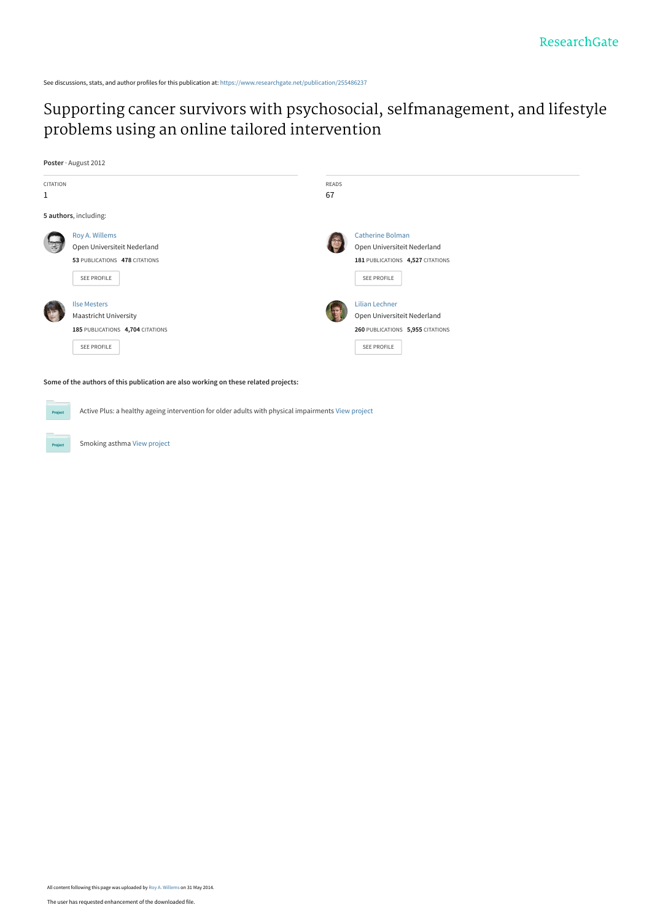See discussions, stats, and author profiles for this publication at: https://www.researchgate.net/publication/255486237

# Supporting cancer survivors with psychosocial, selfmanagement, and lifestyle problems using an online tailored intervention

**Poster** · August 2012

CITATION
1

READS
67

**5 authors**, including:

Roy A. Willems
Open Universiteit Nederland
**53** PUBLICATIONS **478** CITATIONS

SEE PROFILE

Catherine Bolman
Open Universiteit Nederland
**181** PUBLICATIONS **4,527** CITATIONS

SEE PROFILE

Ilse Mesters
Maastricht University
**185** PUBLICATIONS **4,704** CITATIONS

SEE PROFILE

Lilian Lechner
Open Universiteit Nederland
**260** PUBLICATIONS **5,955** CITATIONS

SEE PROFILE

**Some of the authors of this publication are also working on these related projects:**

Project: Active Plus: a healthy ageing intervention for older adults with physical impairments View project

Project: Smoking asthma View project

All content following this page was uploaded by Roy A. Willems on 31 May 2014.

The user has requested enhancement of the downloaded file.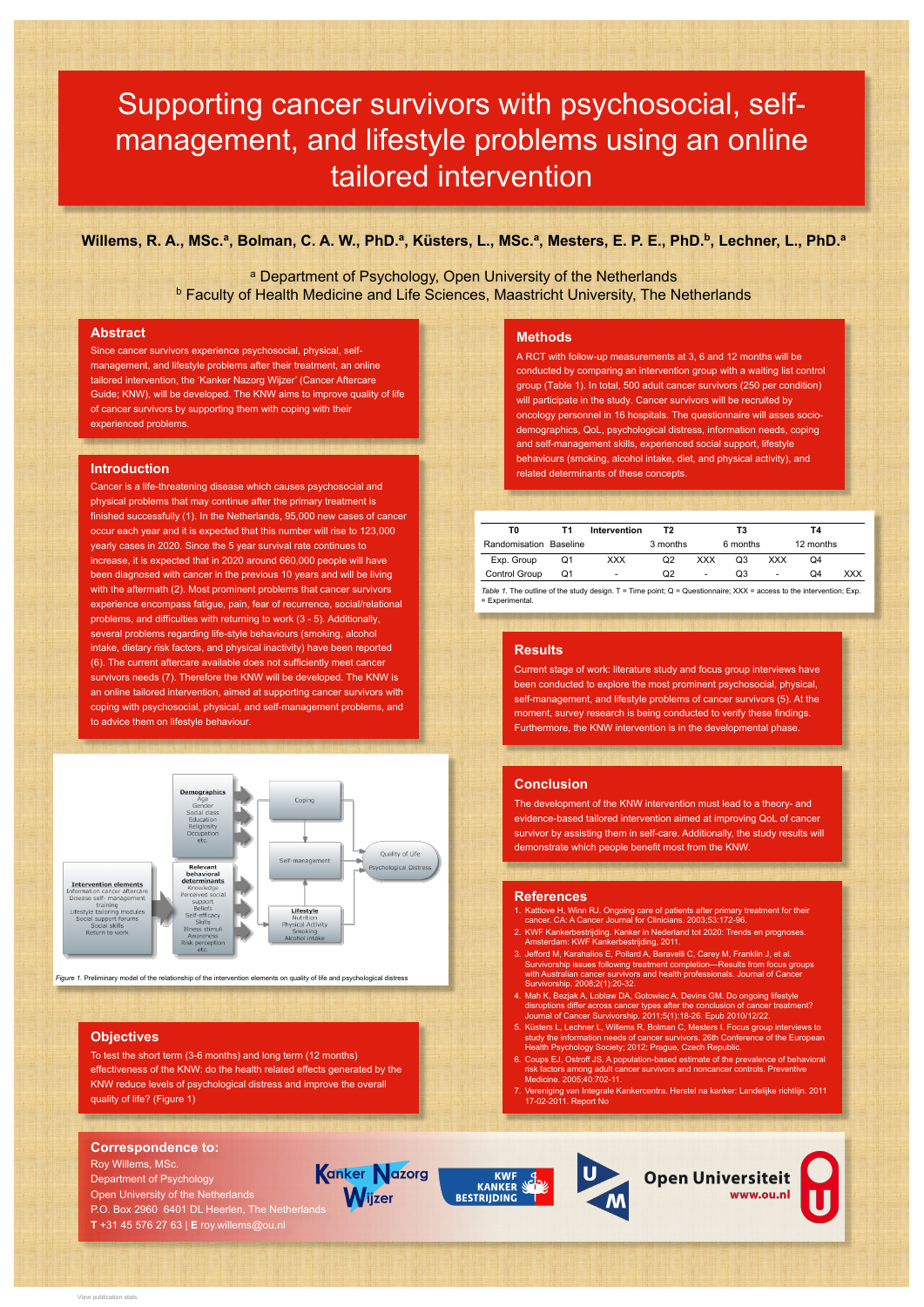# Supporting cancer survivors with psychosocial, self-management, and lifestyle problems using an online tailored intervention

**Willems, R. A., MSc.[a], Bolman, C. A. W., PhD.[a], Küsters, L., MSc.[a], Mesters, E. P. E., PhD.[b], Lechner, L., PhD.[a]**

[a] Department of Psychology, Open University of the Netherlands
[b] Faculty of Health Medicine and Life Sciences, Maastricht University, The Netherlands

## Abstract

Since cancer survivors experience psychosocial, physical, self-management, and lifestyle problems after their treatment, an online tailored intervention, the 'Kanker Nazorg Wijzer' (Cancer Aftercare Guide; KNW), will be developed. The KNW aims to improve quality of life of cancer survivors by supporting them with coping with their experienced problems.

## Introduction

Cancer is a life-threatening disease which causes psychosocial and physical problems that may continue after the primary treatment is finished successfully (1). In the Netherlands, 95,000 new cases of cancer occur each year and it is expected that this number will rise to 123,000 yearly cases in 2020. Since the 5 year survival rate continues to increase, it is expected that in 2020 around 660,000 people will have been diagnosed with cancer in the previous 10 years and will be living with the aftermath (2). Most prominent problems that cancer survivors experience encompass fatigue, pain, fear of recurrence, social/relational problems, and difficulties with returning to work (3 - 5). Additionally, several problems regarding life-style behaviours (smoking, alcohol intake, dietary risk factors, and physical inactivity) have been reported (6). The current aftercare available does not sufficiently meet cancer survivors needs (7). Therefore the KNW will be developed. The KNW is an online tailored intervention, aimed at supporting cancer survivors with coping with psychosocial, physical, and self-management problems, and to advice them on lifestyle behaviour.

Demographics
Age
Gender
Social class
Education
Religiosity
Occupation
etc.

Intervention elements
Information cancer aftercare
Disease self- management training
Lifestyle tailoring modules
Social support forums
Social skills
Return to work

Relevant behavioral determinants
Knowledge
Perceived social support
Beliefs
Self-efficacy
Skills
Illness stimuli
Awareness
Risk perception
etc.

Coping

Self-management

Lifestyle
Nutrition
Physical Activity
Smoking
Alcohol intake

Quality of Life
Psychological Distress

*Figure 1.* Preliminary model of the relationship of the intervention elements on quality of life and psychological distress

## Objectives

To test the short term (3-6 months) and long term (12 months) effectiveness of the KNW: do the health related effects generated by the KNW reduce levels of psychological distress and improve the overall quality of life? (Figure 1)

## Methods

A RCT with follow-up measurements at 3, 6 and 12 months will be conducted by comparing an intervention group with a waiting list control group (Table 1). In total, 500 adult cancer survivors (250 per condition) will participate in the study. Cancer survivors will be recruited by oncology personnel in 16 hospitals. The questionnaire will asses socio-demographics, QoL, psychological distress, information needs, coping and self-management skills, experienced social support, lifestyle behaviours (smoking, alcohol intake, diet, and physical activity), and related determinants of these concepts.

| T0 | T1 | Intervention | T2 | | T3 | | T4 | |
|---|---|---|---|---|---|---|---|---|
| Randomisation | Baseline | | 3 months | | 6 months | | 12 months | |
| Exp. Group | Q1 | XXX | Q2 | XXX | Q3 | XXX | Q4 | |
| Control Group | Q1 | - | Q2 | - | Q3 | - | Q4 | XXX |

*Table 1.* The outline of the study design. T = Time point; Q = Questionnaire; XXX = access to the intervention; Exp. = Experimental.

## Results

Current stage of work: literature study and focus group interviews have been conducted to explore the most prominent psychosocial, physical, self-management, and lifestyle problems of cancer survivors (5). At the moment, survey research is being conducted to verify these findings. Furthermore, the KNW intervention is in the developmental phase.

## Conclusion

The development of the KNW intervention must lead to a theory- and evidence-based tailored intervention aimed at improving QoL of cancer survivor by assisting them in self-care. Additionally, the study results will demonstrate which people benefit most from the KNW.

## References

1. Kattlove H, Winn RJ. Ongoing care of patients after primary treatment for their cancer. CA: A Cancer Journal for Clinicians. 2003;53:172-96.
2. KWF Kankerbestrijding. Kanker in Nederland tot 2020: Trends en prognoses. Amsterdam: KWF Kankerbestrijding, 2011.
3. Jefford M, Karahalios E, Pollard A, Baravelli C, Carey M, Franklin J, et al. Survivorship issues following treatment completion—Results from focus groups with Australian cancer survivors and health professionals. Journal of Cancer Survivorship. 2008;2(1):20-32.
4. Mah K, Bezjak A, Loblaw DA, Gotowiec A, Devins GM. Do ongoing lifestyle disruptions differ across cancer types after the conclusion of cancer treatment? Journal of Cancer Survivorship. 2011;5(1):18-26. Epub 2010/12/22.
5. Küsters L, Lechner L, Willems R, Bolman C, Mesters I. Focus group interviews to study the information needs of cancer survivors. 26th Conference of the European Health Psychology Society; 2012; Prague, Czech Republic.
6. Coups EJ, Ostroff JS. A population-based estimate of the prevalence of behavioral risk factors among adult cancer survivors and noncancer controls. Preventive Medicine. 2005;40:702-11.
7. Vereniging van Integrale Kankercentra. Herstel na kanker: Landelijke richtlijn. 2011 17-02-2011. Report No

## Correspondence to:

Roy Willems, MSc.
Department of Psychology
Open University of the Netherlands
P.O. Box 2960 6401 DL Heerlen, The Netherlands
**T** +31 45 576 27 63 | **E** roy.willems@ou.nl

Kanker Nazorg Wijzer
KWF KANKER BESTRIJDING
Open Universiteit
www.ou.nl